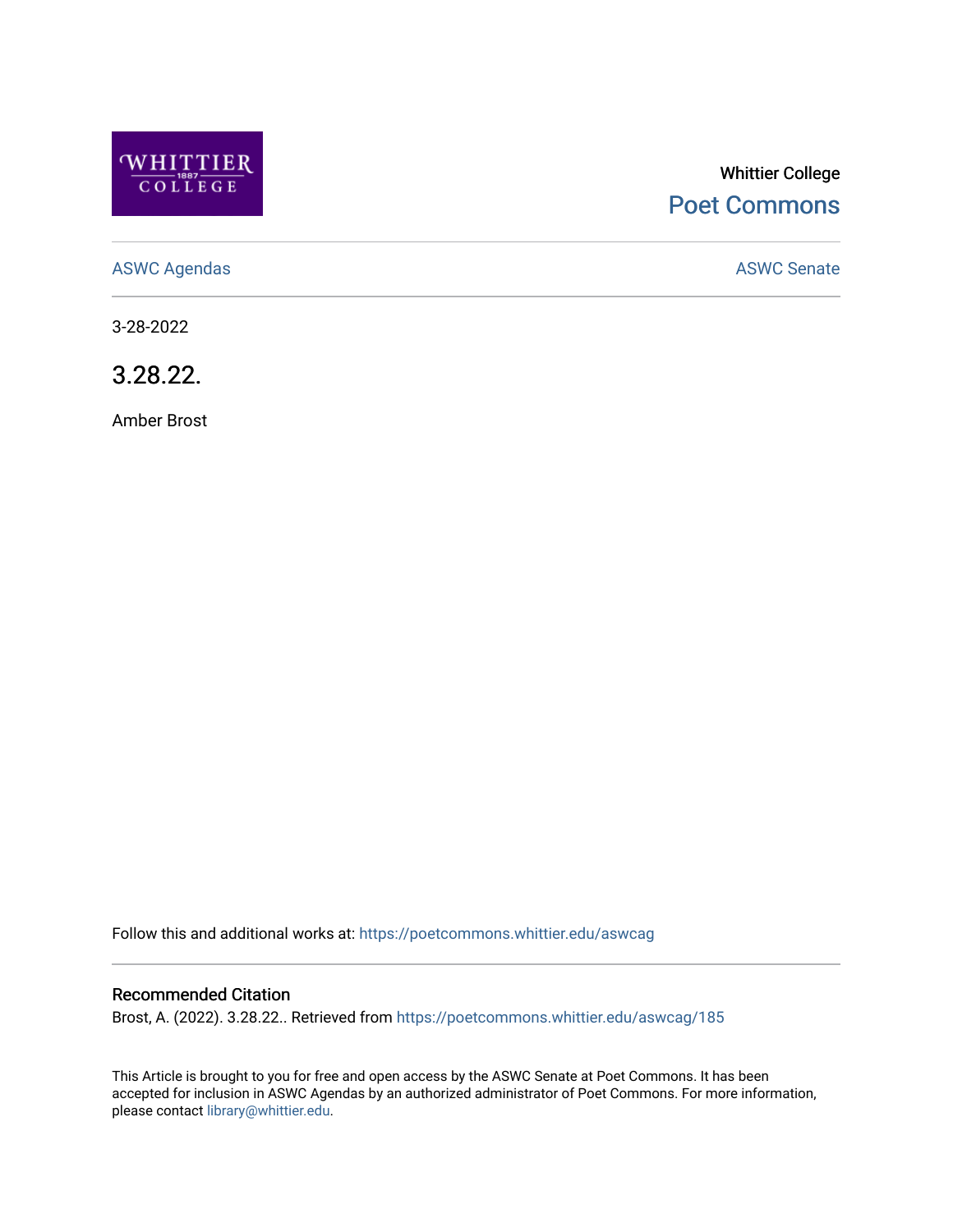Whittier College

Poet Commons

ASWC Agendas

ASWC Senate

3-28-2022

# 3.28.22.

Amber Brost

Follow this and additional works at: https://poetcommons.whittier.edu/aswcag

## Recommended Citation

Brost, A. (2022). 3.28.22.. Retrieved from https://poetcommons.whittier.edu/aswcag/185

This Article is brought to you for free and open access by the ASWC Senate at Poet Commons. It has been accepted for inclusion in ASWC Agendas by an authorized administrator of Poet Commons. For more information, please contact library@whittier.edu.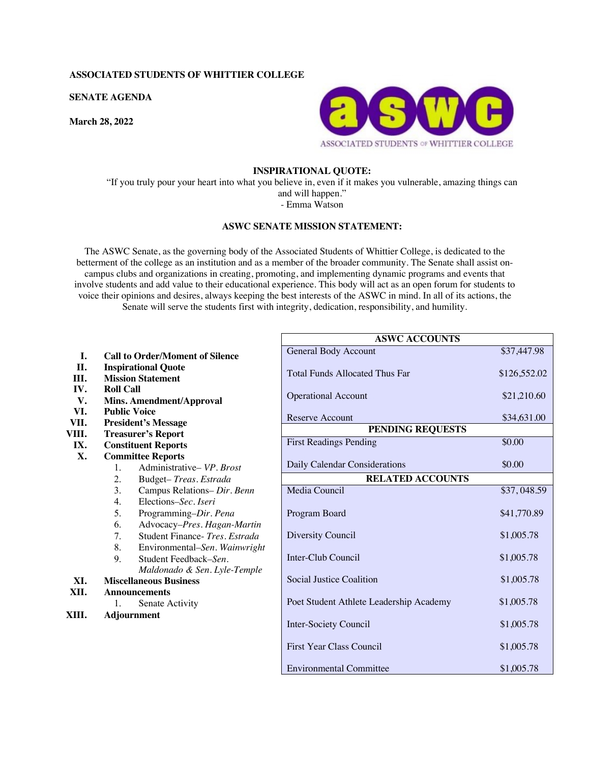**ASSOCIATED STUDENTS OF WHITTIER COLLEGE**

**SENATE AGENDA**

**March 28, 2022**

### INSPIRATIONAL QUOTE:

"If you truly pour your heart into what you believe in, even if it makes you vulnerable, amazing things can and will happen."
- Emma Watson

### ASWC SENATE MISSION STATEMENT:

The ASWC Senate, as the governing body of the Associated Students of Whittier College, is dedicated to the betterment of the college as an institution and as a member of the broader community. The Senate shall assist on-campus clubs and organizations in creating, promoting, and implementing dynamic programs and events that involve students and add value to their educational experience. This body will act as an open forum for students to voice their opinions and desires, always keeping the best interests of the ASWC in mind. In all of its actions, the Senate will serve the students first with integrity, dedication, responsibility, and humility.

- **I. Call to Order/Moment of Silence**
- **II. Inspirational Quote**
- **III. Mission Statement**
- **IV. Roll Call**
- **V. Mins. Amendment/Approval**
- **VI. Public Voice**
- **VII. President's Message**
- **VIII. Treasurer's Report**
- **IX. Constituent Reports**
- **X. Committee Reports**
  1. Administrative– *VP. Brost*
  2. Budget– *Treas. Estrada*
  3. Campus Relations– *Dir. Benn*
  4. Elections–*Sec. Iseri*
  5. Programming–*Dir. Pena*
  6. Advocacy–*Pres. Hagan-Martin*
  7. Student Finance- *Tres. Estrada*
  8. Environmental–*Sen. Wainwright*
  9. Student Feedback–*Sen. Maldonado & Sen. Lyle-Temple*
- **XI. Miscellaneous Business**
- **XII. Announcements**
  1. Senate Activity
- **XIII. Adjournment**

| ASWC ACCOUNTS | |
|---|---|
| General Body Account | $37,447.98 |
| Total Funds Allocated Thus Far | $126,552.02 |
| Operational Account | $21,210.60 |
| Reserve Account | $34,631.00 |
| **PENDING REQUESTS** | |
| First Readings Pending | $0.00 |
| Daily Calendar Considerations | $0.00 |
| **RELATED ACCOUNTS** | |
| Media Council | $37, 048.59 |
| Program Board | $41,770.89 |
| Diversity Council | $1,005.78 |
| Inter-Club Council | $1,005.78 |
| Social Justice Coalition | $1,005.78 |
| Poet Student Athlete Leadership Academy | $1,005.78 |
| Inter-Society Council | $1,005.78 |
| First Year Class Council | $1,005.78 |
| Environmental Committee | $1,005.78 |